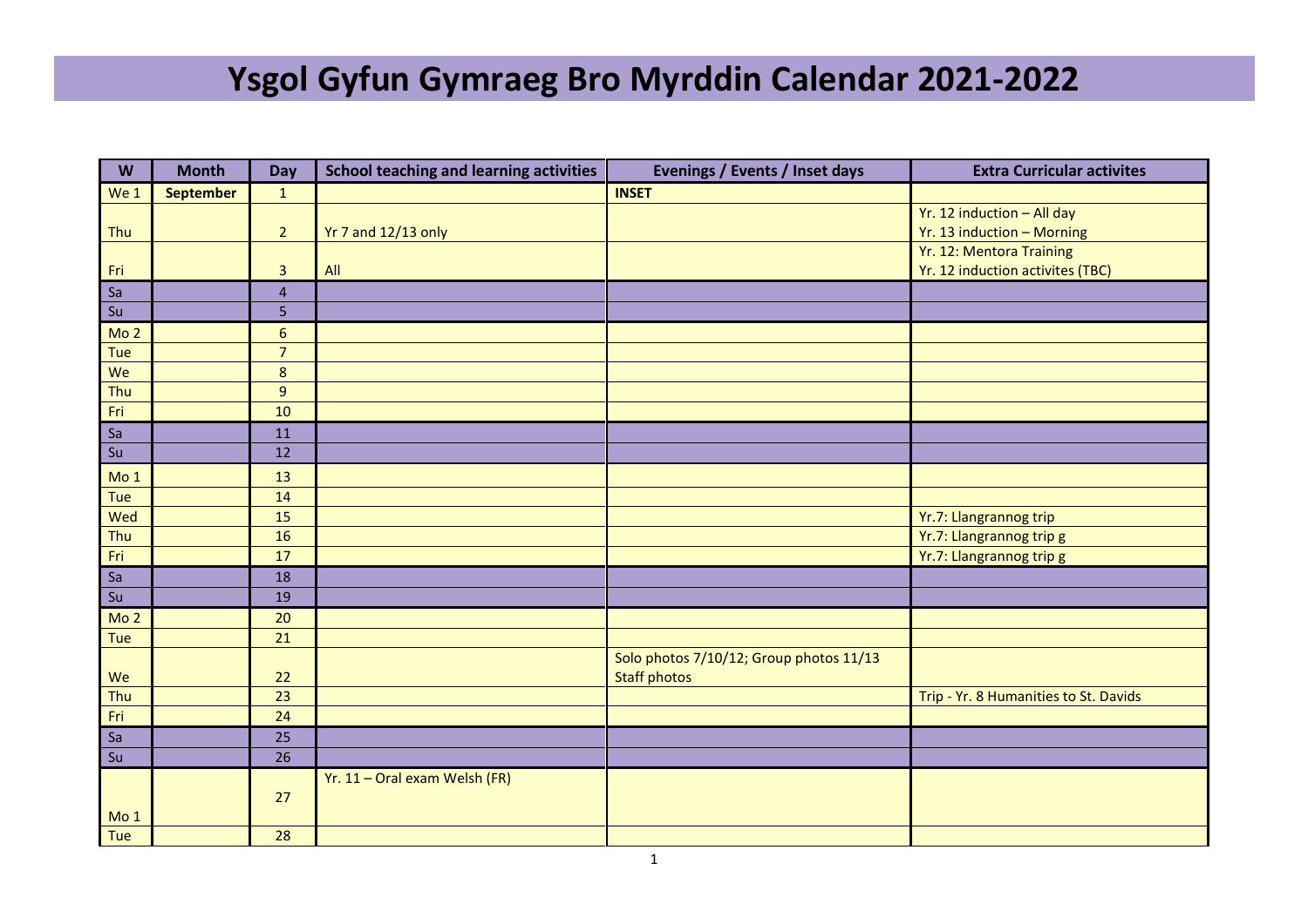# Ysgol Gyfun Gymraeg Bro Myrddin Calendar 2021-2022

| W | Month | Day | School teaching and learning activities | Evenings / Events / Inset days | Extra Curricular activites |
|---|---|---|---|---|---|
| We 1 | **September** | 1 | | **INSET** | |
| Thu | | 2 | Yr 7 and 12/13 only | | Yr. 12 induction – All day<br>Yr. 13 induction – Morning |
| Fri | | 3 | All | | Yr. 12: Mentora Training<br>Yr. 12 induction activites (TBC) |
| Sa | | 4 | | | |
| Su | | 5 | | | |
| Mo 2 | | 6 | | | |
| Tue | | 7 | | | |
| We | | 8 | | | |
| Thu | | 9 | | | |
| Fri | | 10 | | | |
| Sa | | 11 | | | |
| Su | | 12 | | | |
| Mo 1 | | 13 | | | |
| Tue | | 14 | | | |
| Wed | | 15 | | | Yr.7: Llangrannog trip |
| Thu | | 16 | | | Yr.7: Llangrannog trip g |
| Fri | | 17 | | | Yr.7: Llangrannog trip g |
| Sa | | 18 | | | |
| Su | | 19 | | | |
| Mo 2 | | 20 | | | |
| Tue | | 21 | | | |
| We | | 22 | | Solo photos 7/10/12; Group photos 11/13<br>Staff photos | |
| Thu | | 23 | | | Trip - Yr. 8 Humanities to St. Davids |
| Fri | | 24 | | | |
| Sa | | 25 | | | |
| Su | | 26 | | | |
| Mo 1 | | 27 | Yr. 11 – Oral exam Welsh (FR) | | |
| Tue | | 28 | | | |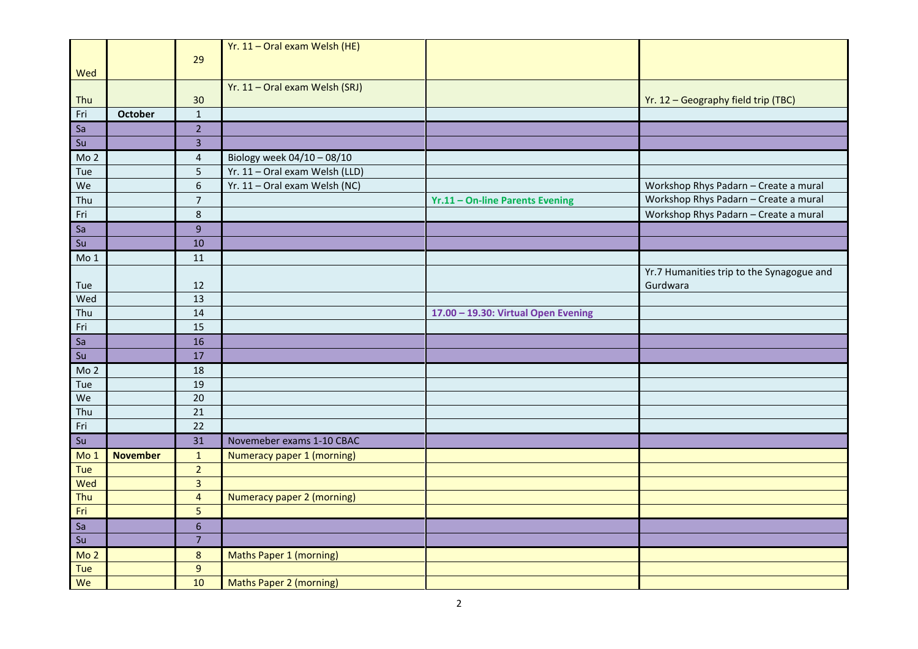| | | | | | |
|---|---|---|---|---|---|
| Wed | | 29 | Yr. 11 – Oral exam Welsh (HE) | | |
| Thu | | 30 | Yr. 11 – Oral exam Welsh (SRJ) | | Yr. 12 – Geography field trip (TBC) |
| Fri | **October** | 1 | | | |
| Sa | | 2 | | | |
| Su | | 3 | | | |
| Mo 2 | | 4 | Biology week 04/10 – 08/10 | | |
| Tue | | 5 | Yr. 11 – Oral exam Welsh (LLD) | | |
| We | | 6 | Yr. 11 – Oral exam Welsh (NC) | | Workshop Rhys Padarn – Create a mural |
| Thu | | 7 | | **Yr.11 – On-line Parents Evening** | Workshop Rhys Padarn – Create a mural |
| Fri | | 8 | | | Workshop Rhys Padarn – Create a mural |
| Sa | | 9 | | | |
| Su | | 10 | | | |
| Mo 1 | | 11 | | | |
| Tue | | 12 | | | Yr.7 Humanities trip to the Synagogue and Gurdwara |
| Wed | | 13 | | | |
| Thu | | 14 | | **17.00 – 19.30: Virtual Open Evening** | |
| Fri | | 15 | | | |
| Sa | | 16 | | | |
| Su | | 17 | | | |
| Mo 2 | | 18 | | | |
| Tue | | 19 | | | |
| We | | 20 | | | |
| Thu | | 21 | | | |
| Fri | | 22 | | | |
| Su | | 31 | Novemeber exams 1-10 CBAC | | |
| Mo 1 | **November** | 1 | Numeracy paper 1 (morning) | | |
| Tue | | 2 | | | |
| Wed | | 3 | | | |
| Thu | | 4 | Numeracy paper 2 (morning) | | |
| Fri | | 5 | | | |
| Sa | | 6 | | | |
| Su | | 7 | | | |
| Mo 2 | | 8 | Maths Paper 1 (morning) | | |
| Tue | | 9 | | | |
| We | | 10 | Maths Paper 2 (morning) | | |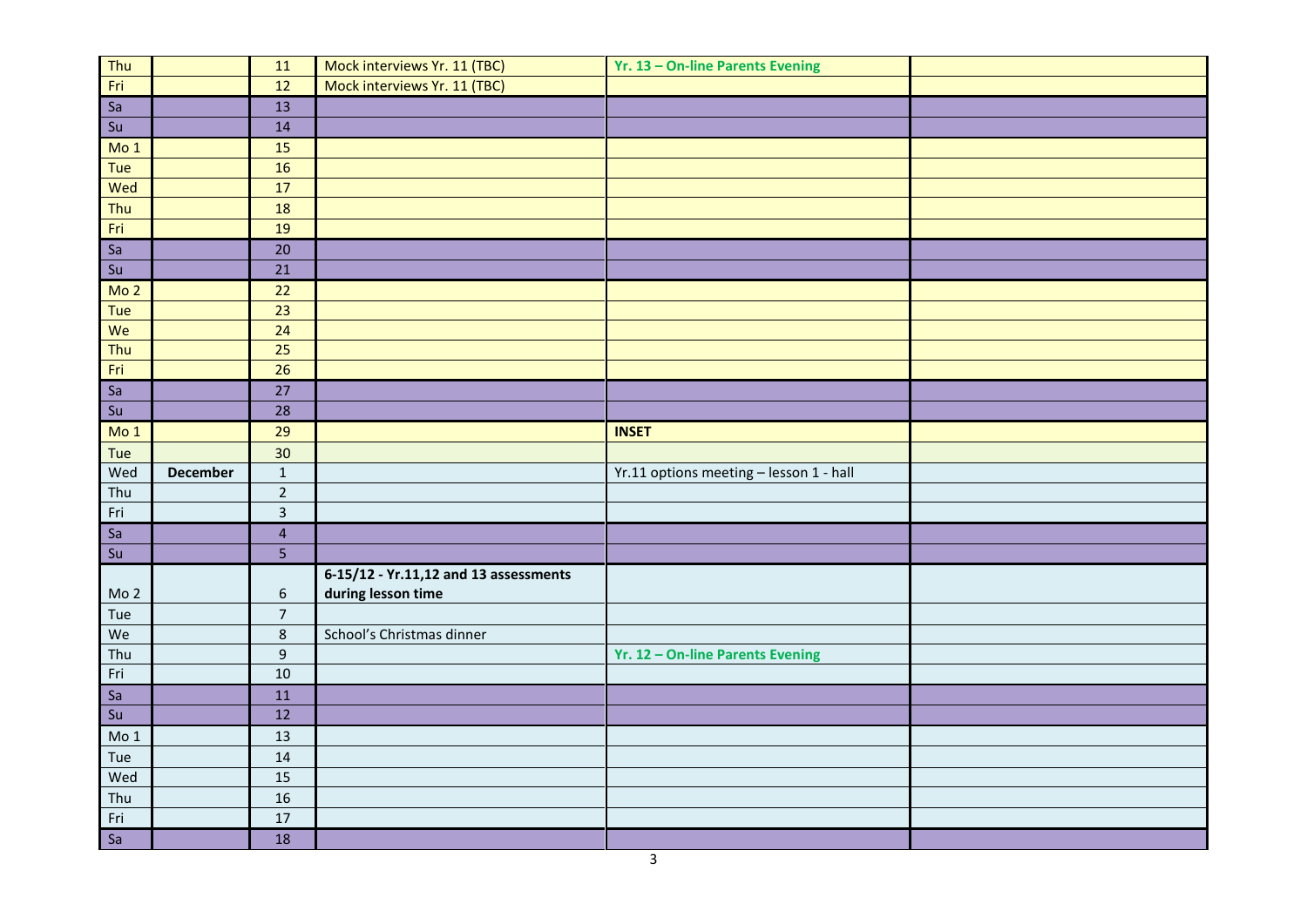| | | | | | |
|---|---|---|---|---|---|
| Thu | | 11 | Mock interviews Yr. 11 (TBC) | **Yr. 13 – On-line Parents Evening** | |
| Fri | | 12 | Mock interviews Yr. 11 (TBC) | | |
| Sa | | 13 | | | |
| Su | | 14 | | | |
| Mo 1 | | 15 | | | |
| Tue | | 16 | | | |
| Wed | | 17 | | | |
| Thu | | 18 | | | |
| Fri | | 19 | | | |
| Sa | | 20 | | | |
| Su | | 21 | | | |
| Mo 2 | | 22 | | | |
| Tue | | 23 | | | |
| We | | 24 | | | |
| Thu | | 25 | | | |
| Fri | | 26 | | | |
| Sa | | 27 | | | |
| Su | | 28 | | | |
| Mo 1 | | 29 | | **INSET** | |
| Tue | | 30 | | | |
| Wed | **December** | 1 | | Yr.11 options meeting – lesson 1 - hall | |
| Thu | | 2 | | | |
| Fri | | 3 | | | |
| Sa | | 4 | | | |
| Su | | 5 | | | |
| Mo 2 | | 6 | **6-15/12 - Yr.11,12 and 13 assessments during lesson time** | | |
| Tue | | 7 | | | |
| We | | 8 | School's Christmas dinner | | |
| Thu | | 9 | | **Yr. 12 – On-line Parents Evening** | |
| Fri | | 10 | | | |
| Sa | | 11 | | | |
| Su | | 12 | | | |
| Mo 1 | | 13 | | | |
| Tue | | 14 | | | |
| Wed | | 15 | | | |
| Thu | | 16 | | | |
| Fri | | 17 | | | |
| Sa | | 18 | | | |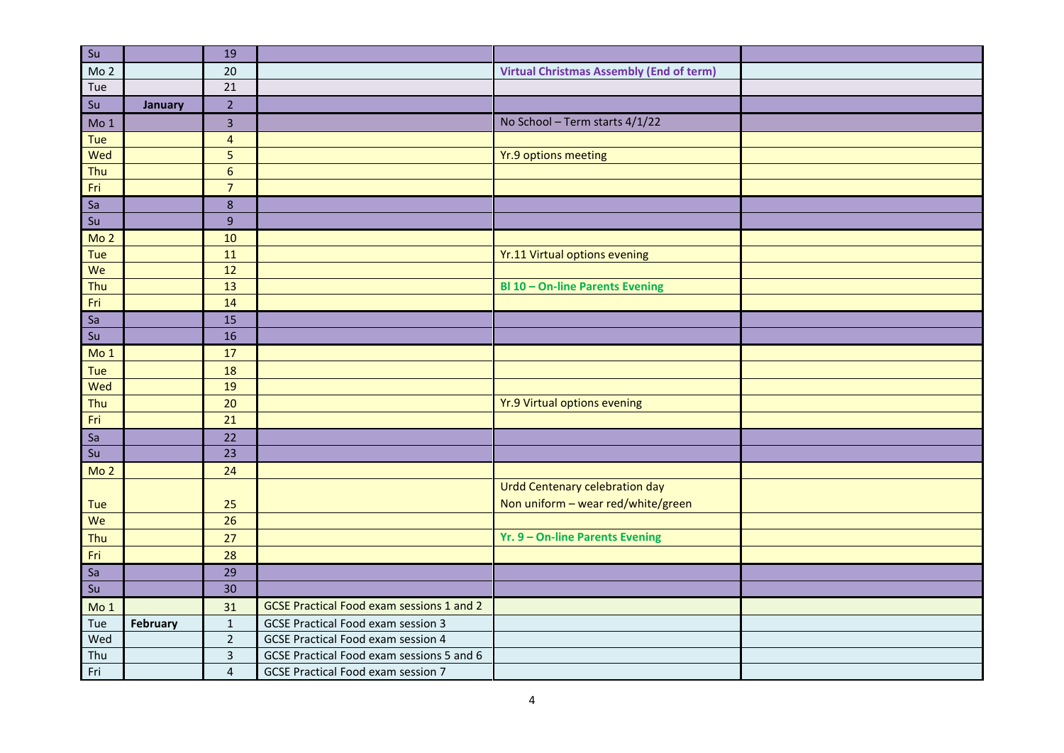| | | | | | |
|---|---|---|---|---|---|
| Su | | 19 | | | |
| Mo 2 | | 20 | | **Virtual Christmas Assembly (End of term)** | |
| Tue | | 21 | | | |
| Su | **January** | 2 | | | |
| Mo 1 | | 3 | | No School – Term starts 4/1/22 | |
| Tue | | 4 | | | |
| Wed | | 5 | | Yr.9 options meeting | |
| Thu | | 6 | | | |
| Fri | | 7 | | | |
| Sa | | 8 | | | |
| Su | | 9 | | | |
| Mo 2 | | 10 | | | |
| Tue | | 11 | | Yr.11 Virtual options evening | |
| We | | 12 | | | |
| Thu | | 13 | | **Bl 10 – On-line Parents Evening** | |
| Fri | | 14 | | | |
| Sa | | 15 | | | |
| Su | | 16 | | | |
| Mo 1 | | 17 | | | |
| Tue | | 18 | | | |
| Wed | | 19 | | | |
| Thu | | 20 | | Yr.9 Virtual options evening | |
| Fri | | 21 | | | |
| Sa | | 22 | | | |
| Su | | 23 | | | |
| Mo 2 | | 24 | | | |
| Tue | | 25 | | Urdd Centenary celebration day<br>Non uniform – wear red/white/green | |
| We | | 26 | | | |
| Thu | | 27 | | **Yr. 9 – On-line Parents Evening** | |
| Fri | | 28 | | | |
| Sa | | 29 | | | |
| Su | | 30 | | | |
| Mo 1 | | 31 | GCSE Practical Food exam sessions 1 and 2 | | |
| Tue | **February** | 1 | GCSE Practical Food exam session 3 | | |
| Wed | | 2 | GCSE Practical Food exam session 4 | | |
| Thu | | 3 | GCSE Practical Food exam sessions 5 and 6 | | |
| Fri | | 4 | GCSE Practical Food exam session 7 | | |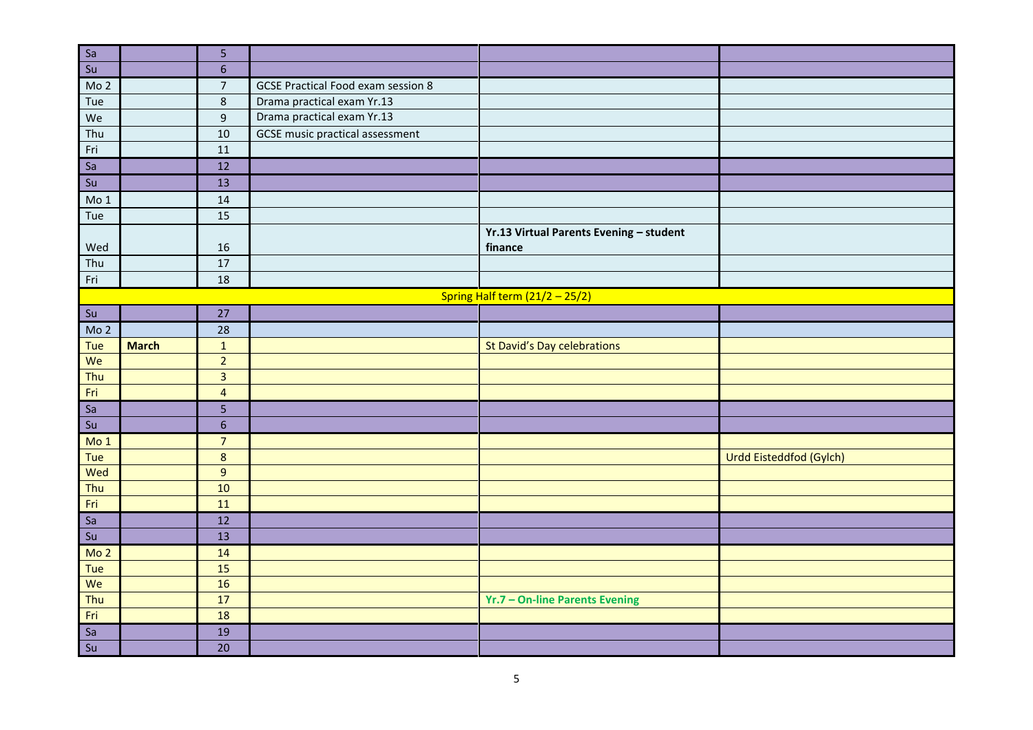| | | | | | |
|---|---|---|---|---|---|
| Sa | | 5 | | | |
| Su | | 6 | | | |
| Mo 2 | | 7 | GCSE Practical Food exam session 8 | | |
| Tue | | 8 | Drama practical exam Yr.13 | | |
| We | | 9 | Drama practical exam Yr.13 | | |
| Thu | | 10 | GCSE music practical assessment | | |
| Fri | | 11 | | | |
| Sa | | 12 | | | |
| Su | | 13 | | | |
| Mo 1 | | 14 | | | |
| Tue | | 15 | | | |
| Wed | | 16 | | **Yr.13 Virtual Parents Evening – student finance** | |
| Thu | | 17 | | | |
| Fri | | 18 | | | |
| | | | | Spring Half term (21/2 – 25/2) | |
| Su | | 27 | | | |
| Mo 2 | | 28 | | | |
| Tue | **March** | 1 | | St David's Day celebrations | |
| We | | 2 | | | |
| Thu | | 3 | | | |
| Fri | | 4 | | | |
| Sa | | 5 | | | |
| Su | | 6 | | | |
| Mo 1 | | 7 | | | |
| Tue | | 8 | | | Urdd Eisteddfod (Gylch) |
| Wed | | 9 | | | |
| Thu | | 10 | | | |
| Fri | | 11 | | | |
| Sa | | 12 | | | |
| Su | | 13 | | | |
| Mo 2 | | 14 | | | |
| Tue | | 15 | | | |
| We | | 16 | | | |
| Thu | | 17 | | **Yr.7 – On-line Parents Evening** | |
| Fri | | 18 | | | |
| Sa | | 19 | | | |
| Su | | 20 | | | |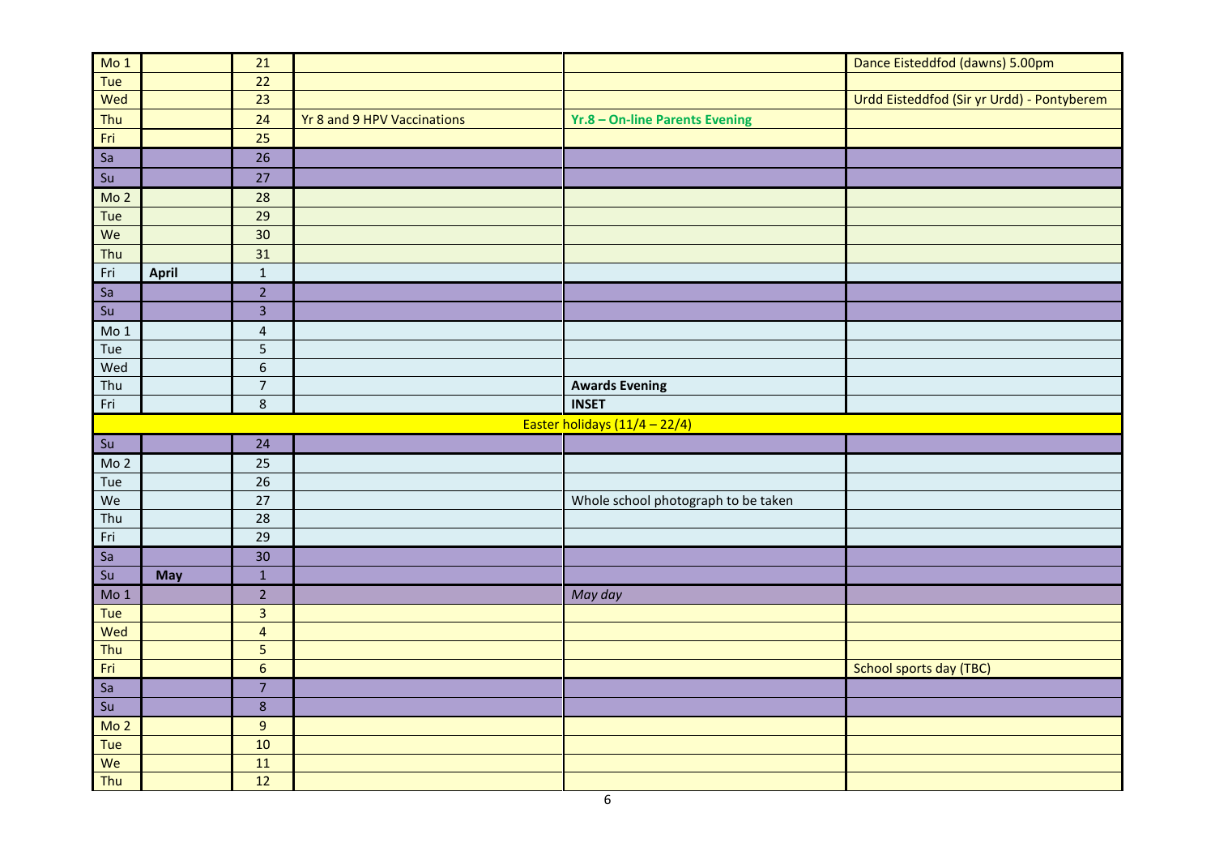| | | | | | |
|---|---|---|---|---|---|
| Mo 1 | | 21 | | | Dance Eisteddfod (dawns) 5.00pm |
| Tue | | 22 | | | |
| Wed | | 23 | | | Urdd Eisteddfod (Sir yr Urdd) - Pontyberem |
| Thu | | 24 | Yr 8 and 9 HPV Vaccinations | **Yr.8 – On-line Parents Evening** | |
| Fri | | 25 | | | |
| Sa | | 26 | | | |
| Su | | 27 | | | |
| Mo 2 | | 28 | | | |
| Tue | | 29 | | | |
| We | | 30 | | | |
| Thu | | 31 | | | |
| Fri | **April** | 1 | | | |
| Sa | | 2 | | | |
| Su | | 3 | | | |
| Mo 1 | | 4 | | | |
| Tue | | 5 | | | |
| Wed | | 6 | | | |
| Thu | | 7 | | **Awards Evening** | |
| Fri | | 8 | | **INSET** | |
| | | | | Easter holidays (11/4 – 22/4) | |
| Su | | 24 | | | |
| Mo 2 | | 25 | | | |
| Tue | | 26 | | | |
| We | | 27 | | Whole school photograph to be taken | |
| Thu | | 28 | | | |
| Fri | | 29 | | | |
| Sa | | 30 | | | |
| Su | **May** | 1 | | | |
| Mo 1 | | 2 | | *May day* | |
| Tue | | 3 | | | |
| Wed | | 4 | | | |
| Thu | | 5 | | | |
| Fri | | 6 | | | School sports day (TBC) |
| Sa | | 7 | | | |
| Su | | 8 | | | |
| Mo 2 | | 9 | | | |
| Tue | | 10 | | | |
| We | | 11 | | | |
| Thu | | 12 | | | |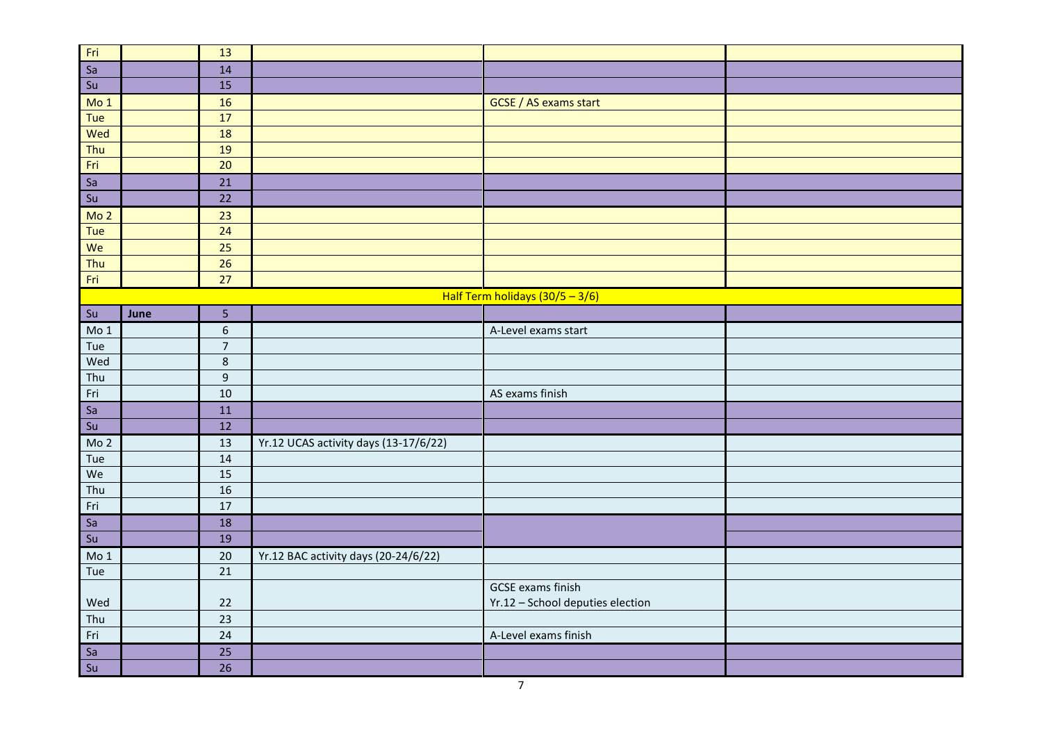| | | | | | |
|---|---|---|---|---|---|
| Fri | | 13 | | | |
| Sa | | 14 | | | |
| Su | | 15 | | | |
| Mo 1 | | 16 | | GCSE / AS exams start | |
| Tue | | 17 | | | |
| Wed | | 18 | | | |
| Thu | | 19 | | | |
| Fri | | 20 | | | |
| Sa | | 21 | | | |
| Su | | 22 | | | |
| Mo 2 | | 23 | | | |
| Tue | | 24 | | | |
| We | | 25 | | | |
| Thu | | 26 | | | |
| Fri | | 27 | | | |
| Half Term holidays (30/5 – 3/6) | | | | | |
| Su | **June** | 5 | | | |
| Mo 1 | | 6 | | A-Level exams start | |
| Tue | | 7 | | | |
| Wed | | 8 | | | |
| Thu | | 9 | | | |
| Fri | | 10 | | AS exams finish | |
| Sa | | 11 | | | |
| Su | | 12 | | | |
| Mo 2 | | 13 | Yr.12 UCAS activity days (13-17/6/22) | | |
| Tue | | 14 | | | |
| We | | 15 | | | |
| Thu | | 16 | | | |
| Fri | | 17 | | | |
| Sa | | 18 | | | |
| Su | | 19 | | | |
| Mo 1 | | 20 | Yr.12 BAC activity days (20-24/6/22) | | |
| Tue | | 21 | | | |
| Wed | | 22 | | GCSE exams finish<br>Yr.12 – School deputies election | |
| Thu | | 23 | | | |
| Fri | | 24 | | A-Level exams finish | |
| Sa | | 25 | | | |
| Su | | 26 | | | |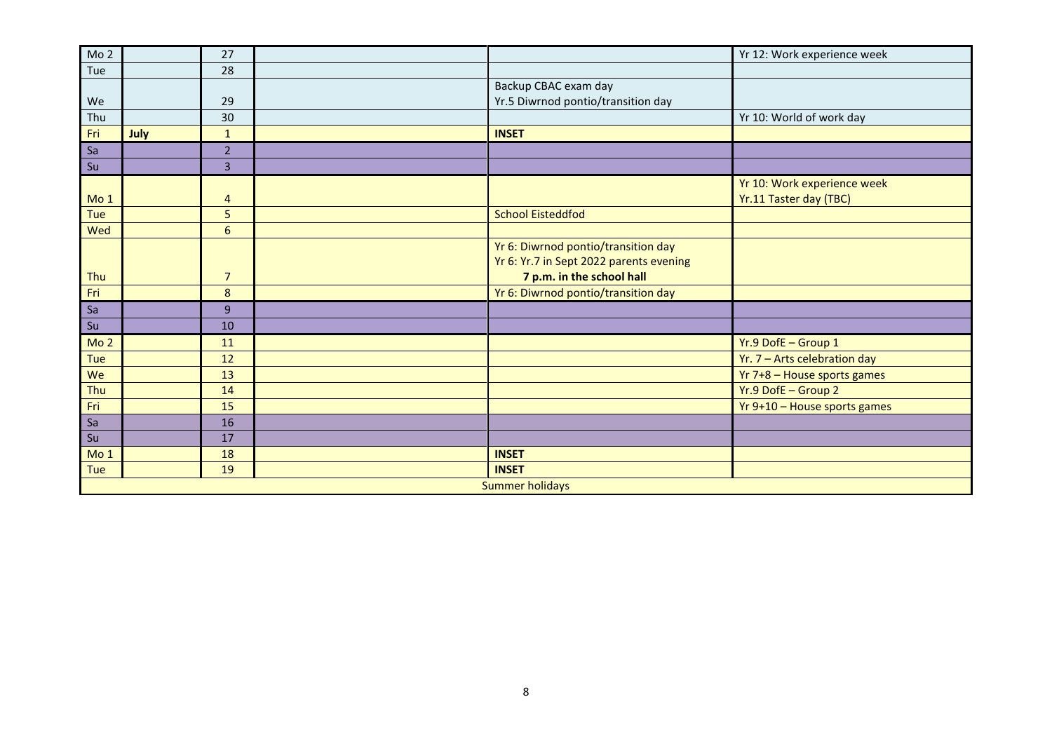| | | | | | |
|---|---|---|---|---|---|
| Mo 2 | | 27 | | | Yr 12: Work experience week |
| Tue | | 28 | | | |
| We | | 29 | | Backup CBAC exam day<br>Yr.5 Diwrnod pontio/transition day | |
| Thu | | 30 | | | Yr 10: World of work day |
| Fri | **July** | 1 | | **INSET** | |
| Sa | | 2 | | | |
| Su | | 3 | | | |
| Mo 1 | | 4 | | | Yr 10: Work experience week<br>Yr.11 Taster day (TBC) |
| Tue | | 5 | | School Eisteddfod | |
| Wed | | 6 | | | |
| Thu | | 7 | | Yr 6: Diwrnod pontio/transition day<br>Yr 6: Yr.7 in Sept 2022 parents evening<br>**7 p.m. in the school hall** | |
| Fri | | 8 | | Yr 6: Diwrnod pontio/transition day | |
| Sa | | 9 | | | |
| Su | | 10 | | | |
| Mo 2 | | 11 | | | Yr.9 DofE – Group 1 |
| Tue | | 12 | | | Yr. 7 – Arts celebration day |
| We | | 13 | | | Yr 7+8 – House sports games |
| Thu | | 14 | | | Yr.9 DofE – Group 2 |
| Fri | | 15 | | | Yr 9+10 – House sports games |
| Sa | | 16 | | | |
| Su | | 17 | | | |
| Mo 1 | | 18 | | **INSET** | |
| Tue | | 19 | | **INSET** | |
| Summer holidays | | | | | |